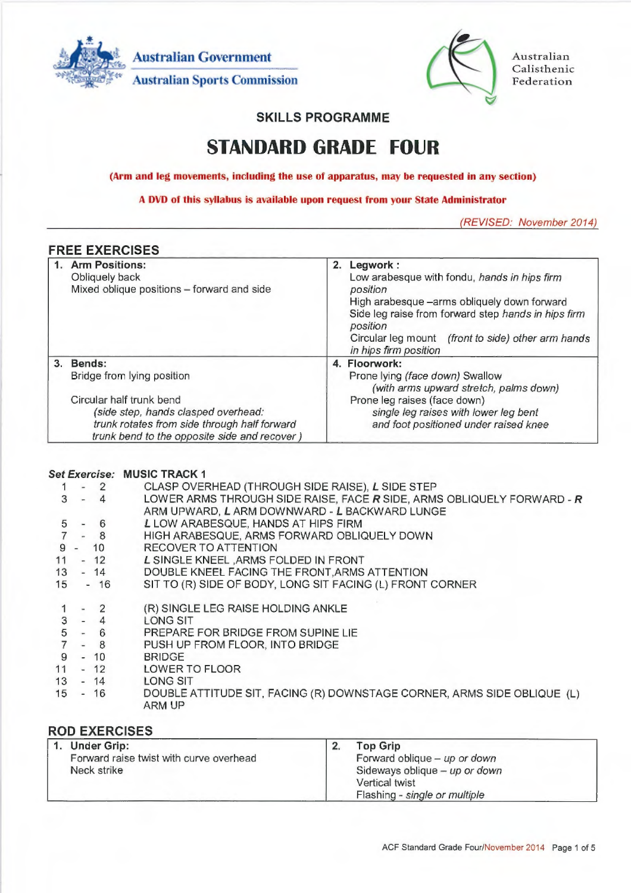Australian Government
Australian Sports Commission

Australian Calisthenic Federation

## SKILLS PROGRAMME

# STANDARD GRADE FOUR

**(Arm and leg movements, including the use of apparatus, may be requested in any section)**

**A DVD of this syllabus is available upon request from your State Administrator**

*(REVISED: November 2014)*

## FREE EXERCISES

| | |
|---|---|
| **1. Arm Positions:**<br>Obliquely back<br>Mixed oblique positions – forward and side | **2. Legwork :**<br>Low arabesque with fondu, *hands in hips firm position*<br>High arabesque –arms obliquely down forward<br>Side leg raise from forward step *hands in hips firm position*<br>Circular leg mount *(front to side) other arm hands in hips firm position* |
| **3. Bends:**<br>Bridge from lying position<br><br>Circular half trunk bend<br>*(side step, hands clasped overhead: trunk rotates from side through half forward trunk bend to the opposite side and recover )* | **4. Floorwork:**<br>Prone lying *(face down)* Swallow<br>*(with arms upward stretch, palms down)*<br>Prone leg raises (face down)<br>*single leg raises with lower leg bent and foot positioned under raised knee* |

***Set Exercise:*** **MUSIC TRACK 1**

| | |
|---|---|
| 1 - 2 | CLASP OVERHEAD (THROUGH SIDE RAISE), ***L*** SIDE STEP |
| 3 - 4 | LOWER ARMS THROUGH SIDE RAISE, FACE ***R*** SIDE, ARMS OBLIQUELY FORWARD - ***R*** ARM UPWARD, ***L*** ARM DOWNWARD - ***L*** BACKWARD LUNGE |
| 5 - 6 | ***L*** LOW ARABESQUE, HANDS AT HIPS FIRM |
| 7 - 8 | HIGH ARABESQUE, ARMS FORWARD OBLIQUELY DOWN |
| 9 - 10 | RECOVER TO ATTENTION |
| 11 - 12 | ***L*** SINGLE KNEEL ,ARMS FOLDED IN FRONT |
| 13 - 14 | DOUBLE KNEEL FACING THE FRONT,ARMS ATTENTION |
| 15 - 16 | SIT TO (R) SIDE OF BODY, LONG SIT FACING (L) FRONT CORNER |
| 1 - 2 | (R) SINGLE LEG RAISE HOLDING ANKLE |
| 3 - 4 | LONG SIT |
| 5 - 6 | PREPARE FOR BRIDGE FROM SUPINE LIE |
| 7 - 8 | PUSH UP FROM FLOOR, INTO BRIDGE |
| 9 - 10 | BRIDGE |
| 11 - 12 | LOWER TO FLOOR |
| 13 - 14 | LONG SIT |
| 15 - 16 | DOUBLE ATTITUDE SIT, FACING (R) DOWNSTAGE CORNER, ARMS SIDE OBLIQUE (L) ARM UP |

## ROD EXERCISES

| | |
|---|---|
| **1. Under Grip:**<br>Forward raise twist with curve overhead<br>Neck strike | **2. Top Grip**<br>Forward oblique – *up or down*<br>Sideways oblique – *up or down*<br>Vertical twist<br>Flashing - *single or multiple* |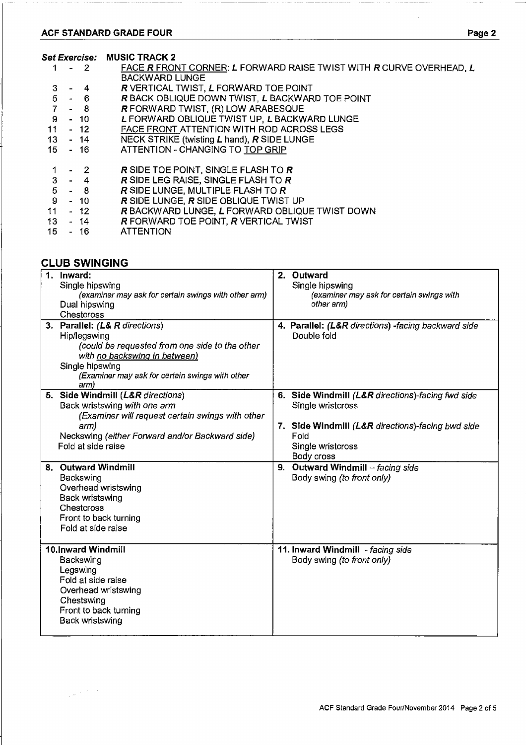**Set Exercise: MUSIC TRACK 2**

| | |
|---|---|
| 1 - 2 | FACE ***R*** FRONT CORNER; ***L*** FORWARD RAISE TWIST WITH ***R*** CURVE OVERHEAD, ***L*** BACKWARD LUNGE |
| 3 - 4 | ***R*** VERTICAL TWIST, ***L*** FORWARD TOE POINT |
| 5 - 6 | ***R*** BACK OBLIQUE DOWN TWIST, ***L*** BACKWARD TOE POINT |
| 7 - 8 | ***R*** FORWARD TWIST, (R) LOW ARABESQUE |
| 9 - 10 | ***L*** FORWARD OBLIQUE TWIST UP, ***L*** BACKWARD LUNGE |
| 11 - 12 | FACE FRONT ATTENTION WITH ROD ACROSS LEGS |
| 13 - 14 | NECK STRIKE (twisting ***L*** hand), ***R*** SIDE LUNGE |
| 15 - 16 | ATTENTION - CHANGING TO TOP GRIP |
| | |
| 1 - 2 | ***R*** SIDE TOE POINT, SINGLE FLASH TO ***R*** |
| 3 - 4 | ***R*** SIDE LEG RAISE, SINGLE FLASH TO ***R*** |
| 5 - 8 | ***R*** SIDE LUNGE, MULTIPLE FLASH TO ***R*** |
| 9 - 10 | ***R*** SIDE LUNGE, ***R*** SIDE OBLIQUE TWIST UP |
| 11 - 12 | ***R*** BACKWARD LUNGE, ***L*** FORWARD OBLIQUE TWIST DOWN |
| 13 - 14 | ***R*** FORWARD TOE POINT, ***R*** VERTICAL TWIST |
| 15 - 16 | ATTENTION |

## CLUB SWINGING

| | |
|---|---|
| **1. Inward:**<br>Single hipswing<br>*(examiner may ask for certain swings with other arm)*<br>Dual hipswing<br>Chestcross | **2. Outward**<br>Single hipswing<br>*(examiner may ask for certain swings with other arm)* |
| **3. Parallel:** *(L& R directions)*<br>Hip/legswing<br>*(could be requested from one side to the other with no backswing in between)*<br>Single hipswing<br>*(Examiner may ask for certain swings with other arm)* | **4. Parallel:** *(L&R directions) -facing backward side*<br>Double fold |
| **5. Side Windmill** *(L&R directions)*<br>Back wristswing *with one arm*<br>*(Examiner will request certain swings with other arm)*<br>Neckswing *(either Forward and/or Backward side)*<br>Fold at side raise | **6. Side Windmill** *(L&R directions)-facing fwd side*<br>Single wristcross<br><br>**7. Side Windmill** *(L&R directions)-facing bwd side*<br>Fold<br>Single wristcross<br>Body cross |
| **8. Outward Windmill**<br>Backswing<br>Overhead wristswing<br>Back wristswing<br>Chestcross<br>Front to back turning<br>Fold at side raise | **9. Outward Windmill** – *facing side*<br>Body swing *(to front only)* |
| **10. Inward Windmill**<br>Backswing<br>Legswing<br>Fold at side raise<br>Overhead wristswing<br>Chestswing<br>Front to back turning<br>Back wristswing | **11. Inward Windmill** *- facing side*<br>Body swing *(to front only)* |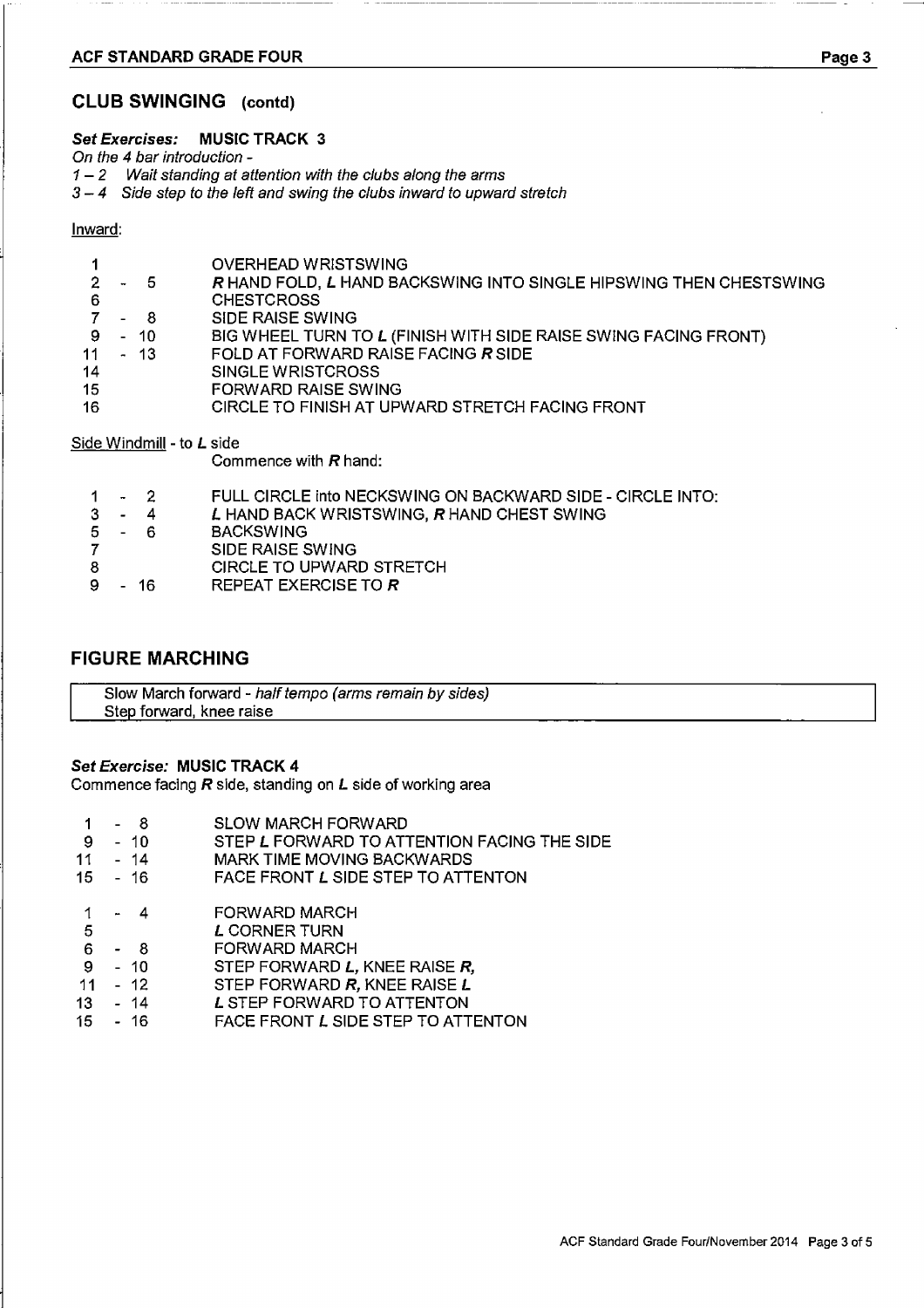## CLUB SWINGING (contd)

***Set Exercises:* MUSIC TRACK 3**

*On the 4 bar introduction -*

*1 – 2 Wait standing at attention with the clubs along the arms*

*3 – 4 Side step to the left and swing the clubs inward to upward stretch*

Inward:

| | |
|---|---|
| 1 | OVERHEAD WRISTSWING |
| 2 - 5 | ***R*** HAND FOLD, ***L*** HAND BACKSWING INTO SINGLE HIPSWING THEN CHESTSWING |
| 6 | CHESTCROSS |
| 7 - 8 | SIDE RAISE SWING |
| 9 - 10 | BIG WHEEL TURN TO ***L*** (FINISH WITH SIDE RAISE SWING FACING FRONT) |
| 11 - 13 | FOLD AT FORWARD RAISE FACING ***R*** SIDE |
| 14 | SINGLE WRISTCROSS |
| 15 | FORWARD RAISE SWING |
| 16 | CIRCLE TO FINISH AT UPWARD STRETCH FACING FRONT |

Side Windmill - to ***L*** side

Commence with ***R*** hand:

| | |
|---|---|
| 1 - 2 | FULL CIRCLE into NECKSWING ON BACKWARD SIDE - CIRCLE INTO: |
| 3 - 4 | ***L*** HAND BACK WRISTSWING, ***R*** HAND CHEST SWING |
| 5 - 6 | BACKSWING |
| 7 | SIDE RAISE SWING |
| 8 | CIRCLE TO UPWARD STRETCH |
| 9 - 16 | REPEAT EXERCISE TO ***R*** |

## FIGURE MARCHING

| |
|---|
| Slow March forward - *half tempo (arms remain by sides)* |
| Step forward, knee raise |

***Set Exercise:* MUSIC TRACK 4**

Commence facing ***R*** side, standing on ***L*** side of working area

| | |
|---|---|
| 1 - 8 | SLOW MARCH FORWARD |
| 9 - 10 | STEP ***L*** FORWARD TO ATTENTION FACING THE SIDE |
| 11 - 14 | MARK TIME MOVING BACKWARDS |
| 15 - 16 | FACE FRONT ***L*** SIDE STEP TO ATTENTON |
| | |
| 1 - 4 | FORWARD MARCH |
| 5 | ***L*** CORNER TURN |
| 6 - 8 | FORWARD MARCH |
| 9 - 10 | STEP FORWARD ***L***, KNEE RAISE ***R***, |
| 11 - 12 | STEP FORWARD ***R***, KNEE RAISE ***L*** |
| 13 - 14 | ***L*** STEP FORWARD TO ATTENTON |
| 15 - 16 | FACE FRONT ***L*** SIDE STEP TO ATTENTON |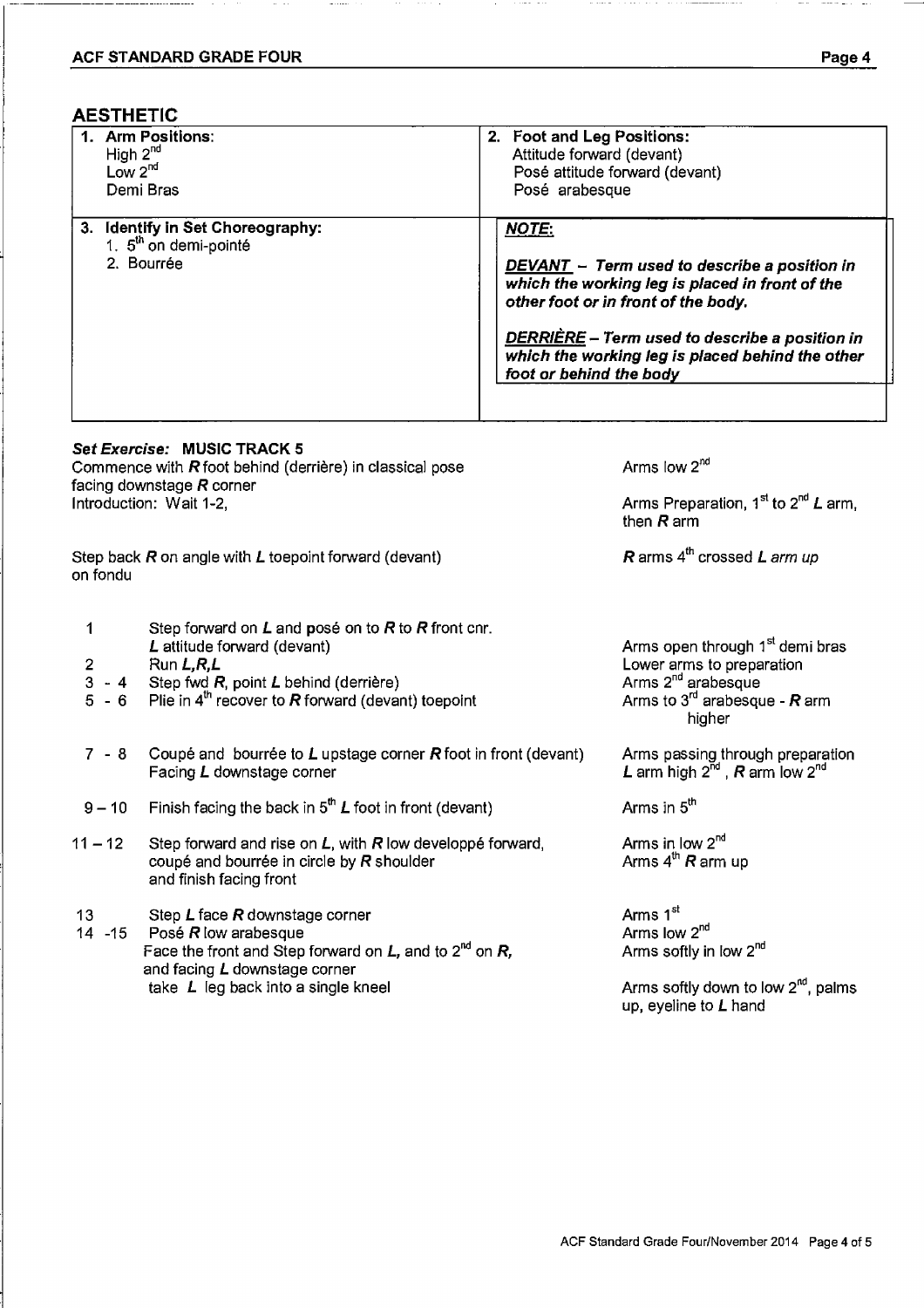## AESTHETIC

| 1. **Arm Positions:**<br>High 2nd<br>Low 2nd<br>Demi Bras | 2. **Foot and Leg Positions:**<br>Attitude forward (devant)<br>Posé attitude forward (devant)<br>Posé arabesque |
|---|---|
| 3. **Identify in Set Choreography:**<br>1. 5th on demi-pointé<br>2. Bourrée | ***NOTE:***<br><br>***DEVANT – Term used to describe a position in which the working leg is placed in front of the other foot or in front of the body.***<br><br>***DERRIÈRE – Term used to describe a position in which the working leg is placed behind the other foot or behind the body*** |

***Set Exercise:* MUSIC TRACK 5**

| Count | Steps | Arms |
|---|---|---|
| | Commence with ***R*** foot behind (derrière) in classical pose facing downstage ***R*** corner | Arms low 2nd |
| | Introduction: Wait 1-2, | Arms Preparation, 1st to 2nd ***L*** arm, then ***R*** arm |
| | Step back ***R*** on angle with ***L*** toepoint forward (devant) on fondu | ***R*** arms 4th crossed ***L*** *arm up* |
| 1 | Step forward on ***L*** and **posé** on to ***R*** to ***R*** front cnr. ***L*** attitude forward (devant) | Arms open through 1st demi bras |
| 2 | Run ***L,R,L*** | Lower arms to preparation |
| 3 - 4 | Step fwd ***R***, point ***L*** behind (derrière) | Arms 2nd arabesque |
| 5 - 6 | Plie in 4th recover to ***R*** forward (devant) toepoint | Arms to 3rd arabesque - ***R*** arm higher |
| 7 - 8 | Coupé and bourrée to ***L*** upstage corner ***R*** foot in front (devant) Facing ***L*** downstage corner | Arms passing through preparation ***L*** arm high 2nd, ***R*** arm low 2nd |
| 9 – 10 | Finish facing the back in 5th ***L*** foot in front (devant) | Arms in 5th |
| 11 – 12 | Step forward and rise on ***L***, with ***R*** low developpé forward, coupé and bourrée in circle by ***R*** shoulder and finish facing front | Arms in low 2nd<br>Arms 4th ***R*** arm up |
| 13 | Step ***L*** face ***R*** downstage corner | Arms 1st |
| 14 - 15 | Posé ***R*** low arabesque | Arms low 2nd |
| | Face the front and Step forward on ***L***, and to 2nd on ***R***, and facing ***L*** downstage corner | Arms softly in low 2nd |
| | take ***L*** leg back into a single kneel | Arms softly down to low 2nd, palms up, eyeline to ***L*** hand |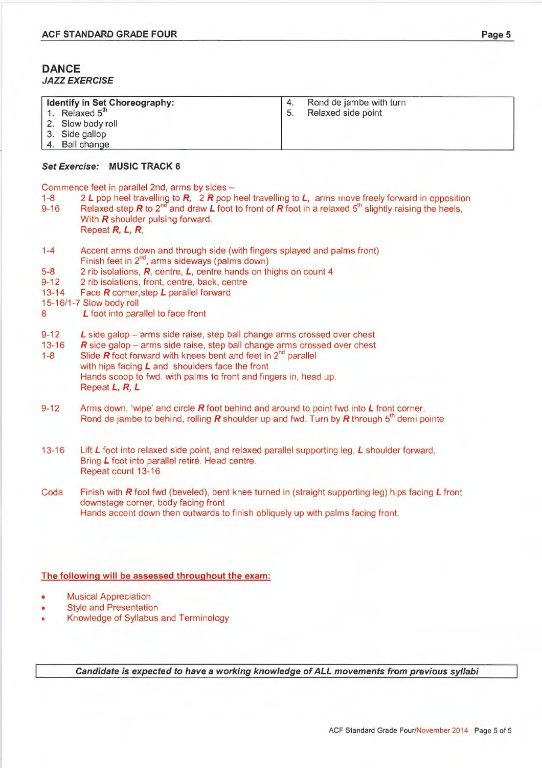## DANCE

### *JAZZ EXERCISE*

| **Identify in Set Choreography:** | |
|---|---|
| 1. Relaxed 5th | 4. Rond de jambe with turn |
| 2. Slow body roll | 5. Relaxed side point |
| 3. Side gallop | |
| 4. Ball change | |

***Set Exercise:*** **MUSIC TRACK 6**

Commence feet in parallel 2nd, arms by sides –

| | |
|---|---|
| 1-8 | 2 ***L*** pop heel travelling to ***R***, 2 ***R*** pop heel travelling to ***L***, arms move freely forward in opposition |
| 9-16 | Relaxed step ***R*** to 2nd and draw ***L*** foot to front of ***R*** foot in a relaxed 5th slightly raising the heels, With ***R*** shoulder pulsing forward. Repeat ***R, L, R,*** |
| 1-4 | Accent arms down and through side (with fingers splayed and palms front) Finish feet in 2nd, arms sideways (palms down) |
| 5-8 | 2 rib isolations, ***R***, centre, ***L***, centre hands on thighs on count 4 |
| 9-12 | 2 rib isolations, front, centre, back, centre |
| 13-14 | Face ***R*** corner,step ***L*** parallel forward |
| 15-16/1-7 | Slow body roll |
| 8 | ***L*** foot into parallel to face front |
| 9-12 | ***L*** side galop – arms side raise, step ball change arms crossed over chest |
| 13-16 | ***R*** side galop – arms side raise, step ball change arms crossed over chest |
| 1-8 | Slide ***R*** foot forward with knees bent and feet in 2nd parallel with hips facing ***L*** and shoulders face the front Hands scoop to fwd. with palms to front and fingers in, head up. Repeat ***L, R, L*** |
| 9-12 | Arms down, 'wipe' and circle ***R*** foot behind and around to point fwd into ***L*** front corner. Rond de jambe to behind, rolling ***R*** shoulder up and fwd. Turn by ***R*** through 5th demi pointe |
| 13-16 | Lift ***L*** foot into relaxed side point, and relaxed parallel supporting leg, ***L*** shoulder forward, Bring ***L*** foot into parallel retiré. Head centre. Repeat count 13-16 |
| Coda | Finish with ***R*** foot fwd (beveled), bent knee turned in (straight supporting leg) hips facing ***L*** front downstage corner, body facing front Hands accent down then outwards to finish obliquely up with palms facing front. |

**The following will be assessed throughout the exam:**

- Musical Appreciation
- Style and Presentation
- Knowledge of Syllabus and Terminology

***Candidate is expected to have a working knowledge of ALL movements from previous syllabi***